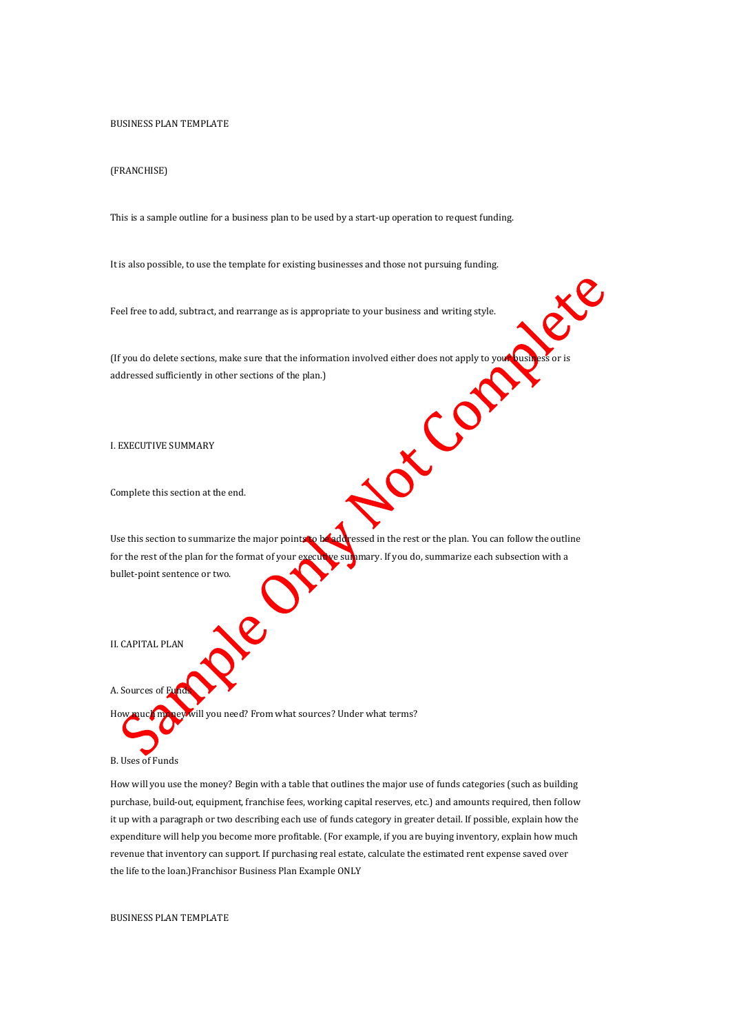BUSINESS PLAN TEMPLATE

(FRANCHISE)

This is a sample outline for a business plan to be used by a start-up operation to request funding.

It is also possible, to use the template for existing businesses and those not pursuing funding.

Feel free to add, subtract, and rearrange as is appropriate to your business and writing style.

(If you do delete sections, make sure that the information involved either does not apply to your business or is addressed sufficiently in other sections of the plan.)

## I. EXECUTIVE SUMMARY

Complete this section at the end.

Use this section to summarize the major points to be addressed in the rest or the plan. You can follow the outline for the rest of the plan for the format of your executive summary. If you do, summarize each subsection with a bullet-point sentence or two.

## II. CAPITAL PLAN

### A. Sources of Funds

How much money will you need? From what sources? Under what terms?

### B. Uses of Funds

How will you use the money? Begin with a table that outlines the major use of funds categories (such as building purchase, build-out, equipment, franchise fees, working capital reserves, etc.) and amounts required, then follow it up with a paragraph or two describing each use of funds category in greater detail. If possible, explain how the expenditure will help you become more profitable. (For example, if you are buying inventory, explain how much revenue that inventory can support. If purchasing real estate, calculate the estimated rent expense saved over the life to the loan.)Franchisor Business Plan Example ONLY

BUSINESS PLAN TEMPLATE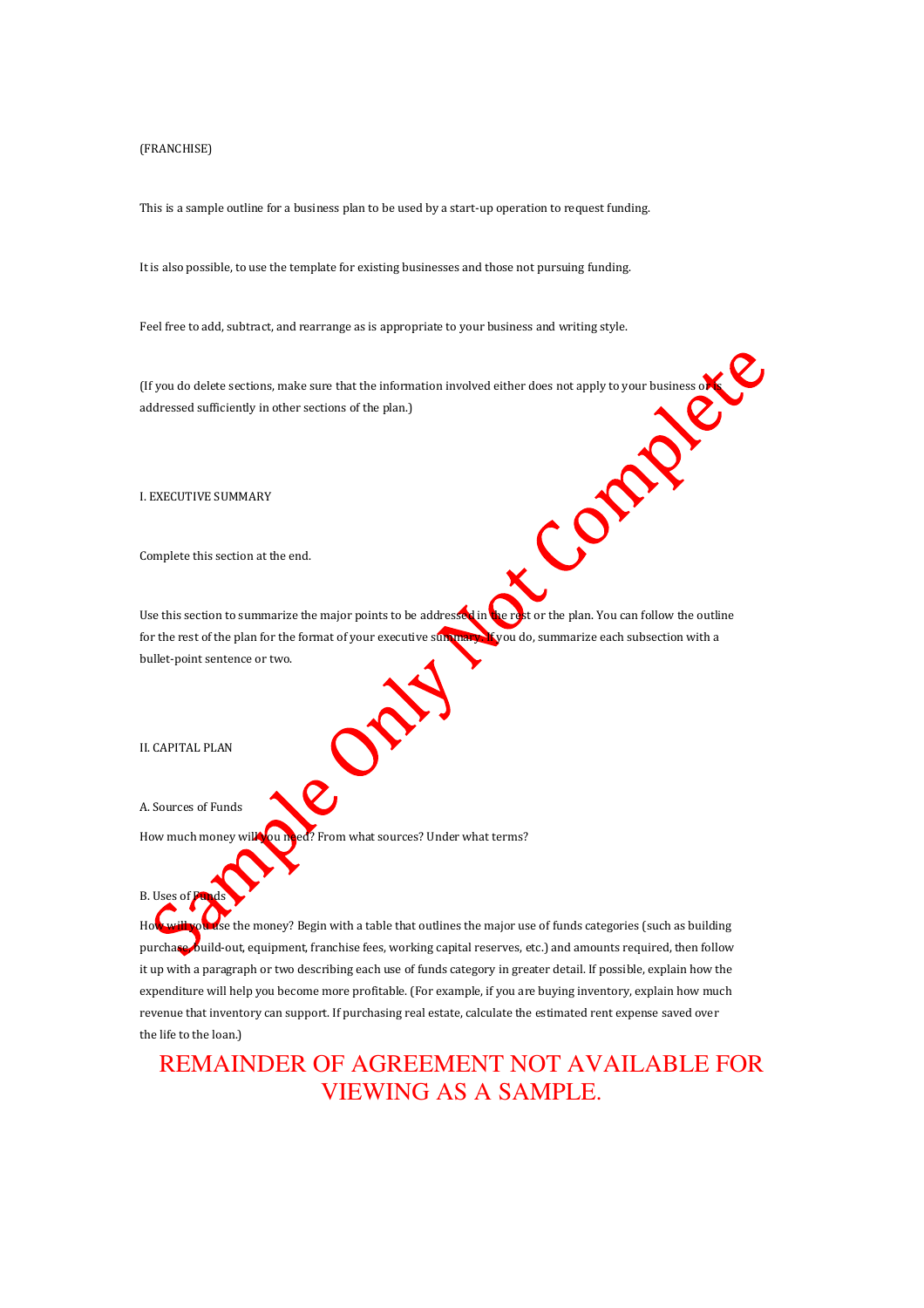(FRANCHISE)

This is a sample outline for a business plan to be used by a start-up operation to request funding.

It is also possible, to use the template for existing businesses and those not pursuing funding.

Feel free to add, subtract, and rearrange as is appropriate to your business and writing style.

(If you do delete sections, make sure that the information involved either does not apply to your business or is addressed sufficiently in other sections of the plan.)

## I. EXECUTIVE SUMMARY

Complete this section at the end.

Use this section to summarize the major points to be addressed in the rest or the plan. You can follow the outline for the rest of the plan for the format of your executive summary. If you do, summarize each subsection with a bullet-point sentence or two.

## II. CAPITAL PLAN

### A. Sources of Funds

How much money will you need? From what sources? Under what terms?

### B. Uses of Funds

How will you use the money? Begin with a table that outlines the major use of funds categories (such as building purchase, build-out, equipment, franchise fees, working capital reserves, etc.) and amounts required, then follow it up with a paragraph or two describing each use of funds category in greater detail. If possible, explain how the expenditure will help you become more profitable. (For example, if you are buying inventory, explain how much revenue that inventory can support. If purchasing real estate, calculate the estimated rent expense saved over the life to the loan.)

REMAINDER OF AGREEMENT NOT AVAILABLE FOR VIEWING AS A SAMPLE.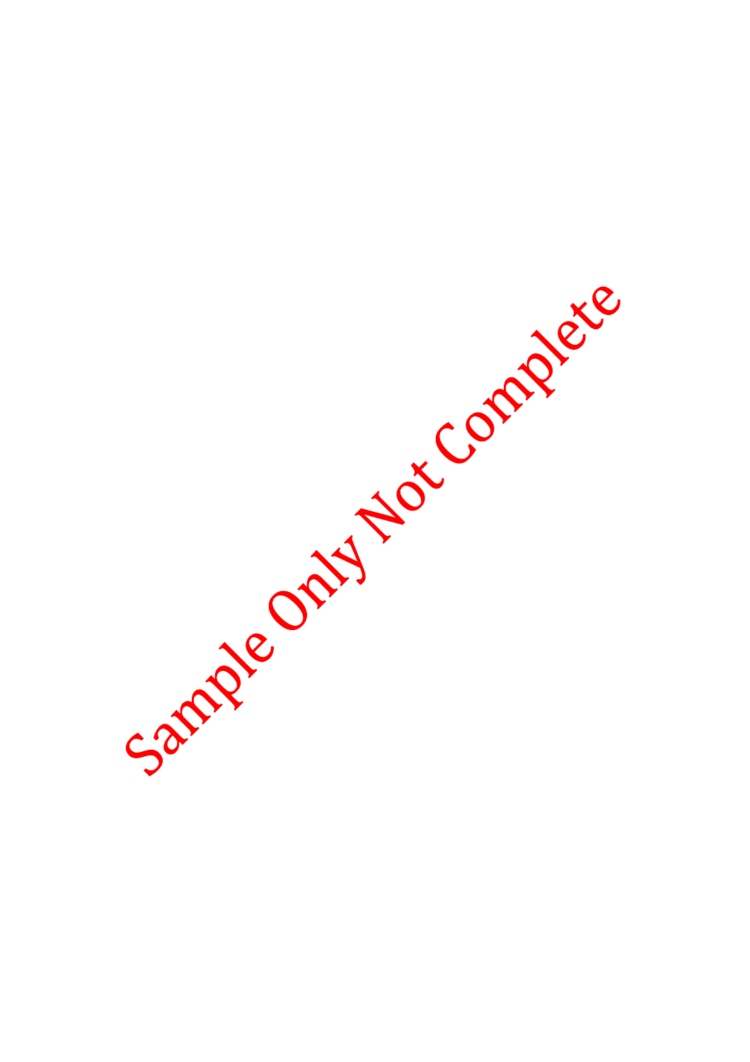Sample Only Not Complete